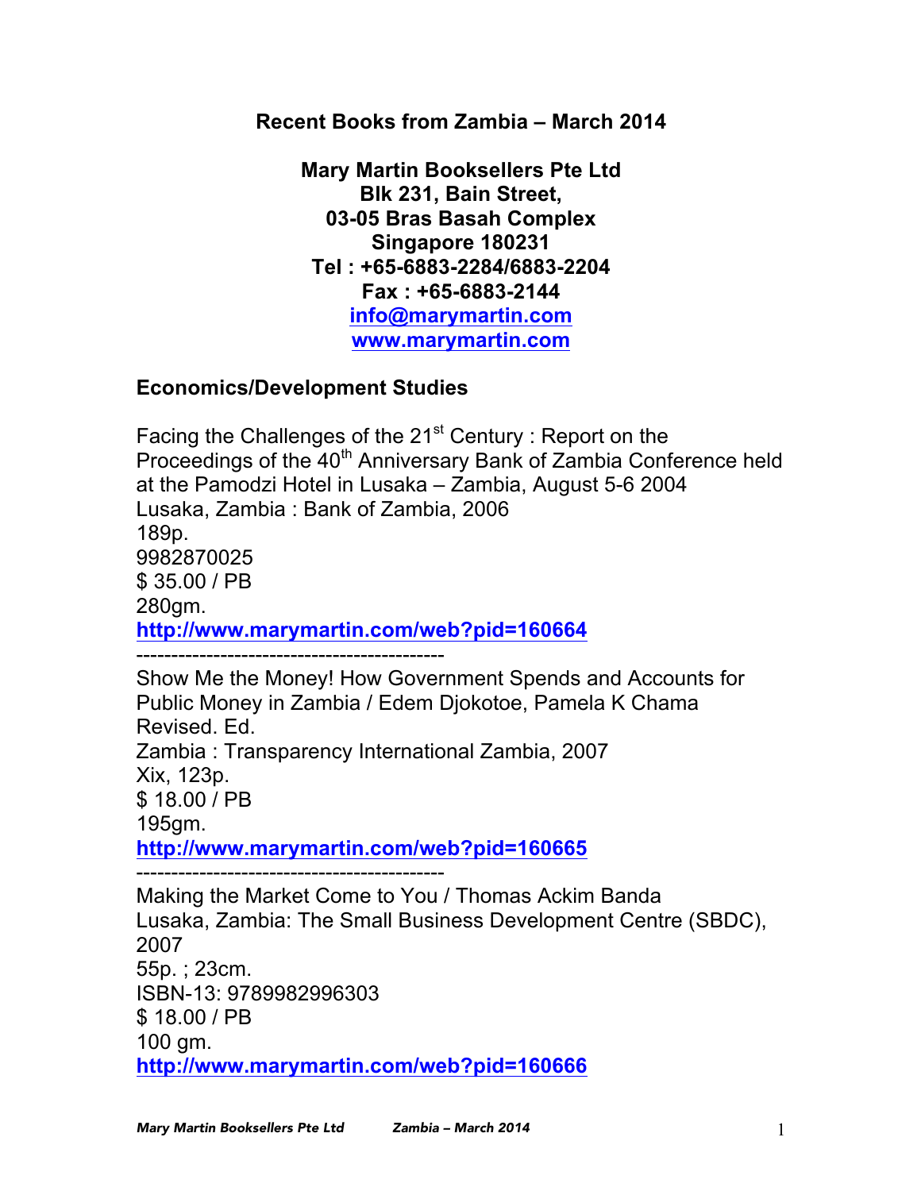# Recent Books from Zambia – March 2014

**Mary Martin Booksellers Pte Ltd**
**Blk 231, Bain Street,**
**03-05 Bras Basah Complex**
**Singapore 180231**
**Tel : +65-6883-2284/6883-2204**
**Fax : +65-6883-2144**
**info@marymartin.com**
**www.marymartin.com**

## Economics/Development Studies

Facing the Challenges of the 21st Century : Report on the Proceedings of the 40th Anniversary Bank of Zambia Conference held at the Pamodzi Hotel in Lusaka – Zambia, August 5-6 2004
Lusaka, Zambia : Bank of Zambia, 2006
189p.
9982870025
$ 35.00 / PB
280gm.
http://www.marymartin.com/web?pid=160664

-------------------------------------------

Show Me the Money! How Government Spends and Accounts for Public Money in Zambia / Edem Djokotoe, Pamela K Chama
Revised. Ed.
Zambia : Transparency International Zambia, 2007
Xix, 123p.
$ 18.00 / PB
195gm.
http://www.marymartin.com/web?pid=160665

-------------------------------------------

Making the Market Come to You / Thomas Ackim Banda
Lusaka, Zambia: The Small Business Development Centre (SBDC), 2007
55p. ; 23cm.
ISBN-13: 9789982996303
$ 18.00 / PB
100 gm.
http://www.marymartin.com/web?pid=160666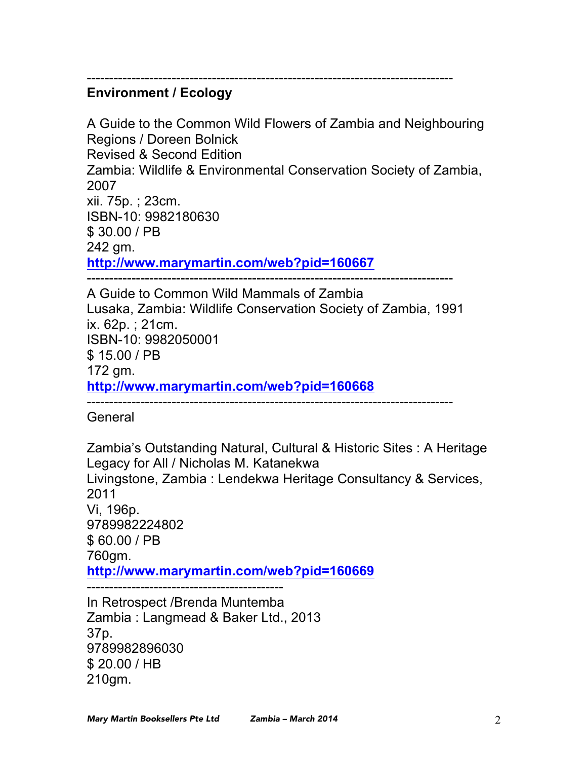--------------------------------------------------------------------------------
**Environment / Ecology**

A Guide to the Common Wild Flowers of Zambia and Neighbouring Regions / Doreen Bolnick
Revised & Second Edition
Zambia: Wildlife & Environmental Conservation Society of Zambia, 2007
xii. 75p. ; 23cm.
ISBN-10: 9982180630
$ 30.00 / PB
242 gm.
**http://www.marymartin.com/web?pid=160667**

--------------------------------------------------------------------------------

A Guide to Common Wild Mammals of Zambia
Lusaka, Zambia: Wildlife Conservation Society of Zambia, 1991
ix. 62p. ; 21cm.
ISBN-10: 9982050001
$ 15.00 / PB
172 gm.
**http://www.marymartin.com/web?pid=160668**

--------------------------------------------------------------------------------

General

Zambia's Outstanding Natural, Cultural & Historic Sites : A Heritage Legacy for All / Nicholas M. Katanekwa
Livingstone, Zambia : Lendekwa Heritage Consultancy & Services, 2011
Vi, 196p.
9789982224802
$ 60.00 / PB
760gm.
**http://www.marymartin.com/web?pid=160669**

--------------------------------------------

In Retrospect /Brenda Muntemba
Zambia : Langmead & Baker Ltd., 2013
37p.
9789982896030
$ 20.00 / HB
210gm.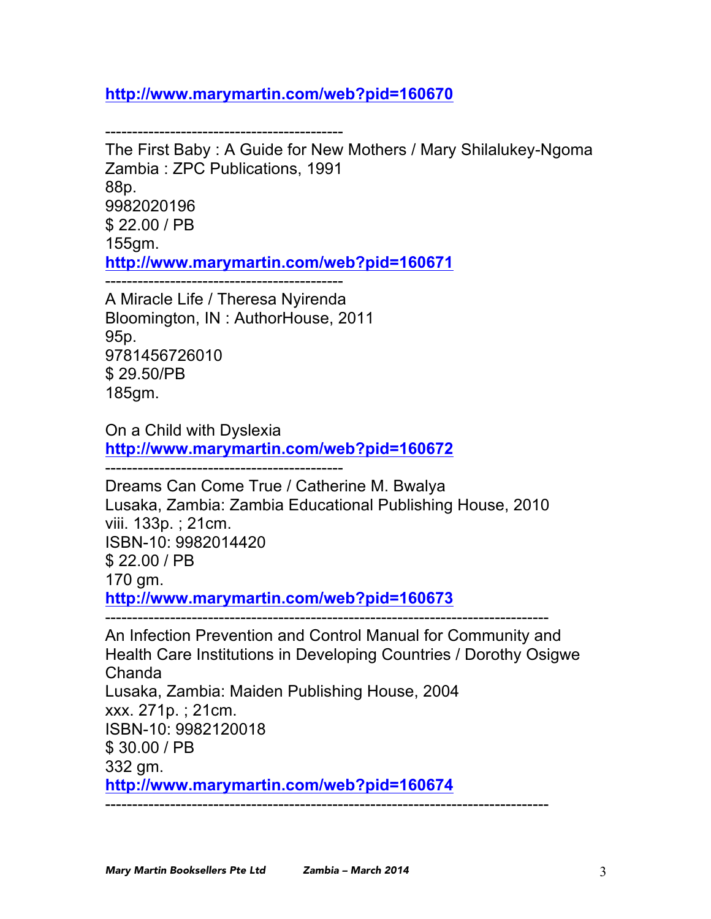http://www.marymartin.com/web?pid=160670

--------------------------------------------
The First Baby : A Guide for New Mothers / Mary Shilalukey-Ngoma
Zambia : ZPC Publications, 1991
88p.
9982020196
$ 22.00 / PB
155gm.
http://www.marymartin.com/web?pid=160671
--------------------------------------------
A Miracle Life / Theresa Nyirenda
Bloomington, IN : AuthorHouse, 2011
95p.
9781456726010
$ 29.50/PB
185gm.

On a Child with Dyslexia
http://www.marymartin.com/web?pid=160672
--------------------------------------------
Dreams Can Come True / Catherine M. Bwalya
Lusaka, Zambia: Zambia Educational Publishing House, 2010
viii. 133p. ; 21cm.
ISBN-10: 9982014420
$ 22.00 / PB
170 gm.
http://www.marymartin.com/web?pid=160673
--------------------------------------------------------------------------------
An Infection Prevention and Control Manual for Community and Health Care Institutions in Developing Countries / Dorothy Osigwe Chanda
Lusaka, Zambia: Maiden Publishing House, 2004
xxx. 271p. ; 21cm.
ISBN-10: 9982120018
$ 30.00 / PB
332 gm.
http://www.marymartin.com/web?pid=160674
--------------------------------------------------------------------------------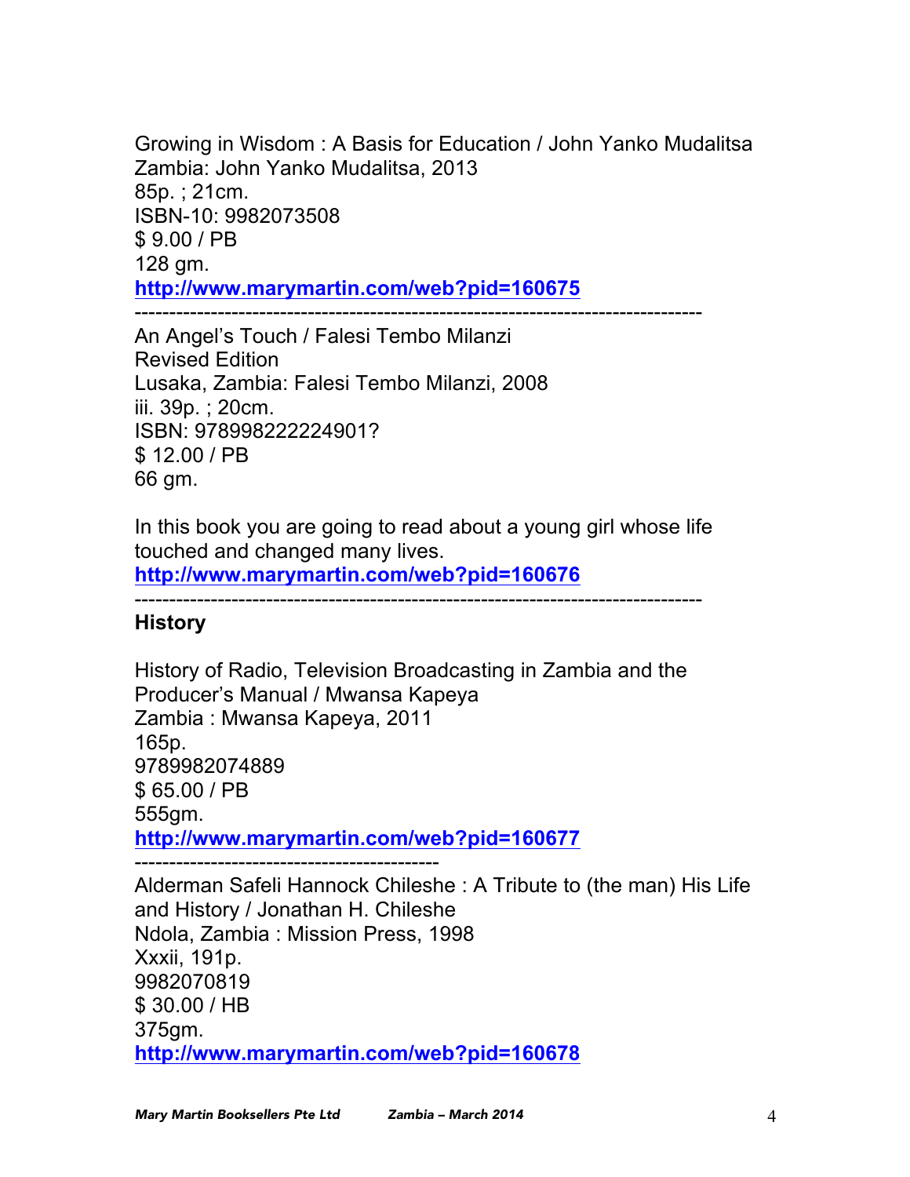Growing in Wisdom : A Basis for Education / John Yanko Mudalitsa
Zambia: John Yanko Mudalitsa, 2013
85p. ; 21cm.
ISBN-10: 9982073508
$ 9.00 / PB
128 gm.
**http://www.marymartin.com/web?pid=160675**

---

An Angel's Touch / Falesi Tembo Milanzi
Revised Edition
Lusaka, Zambia: Falesi Tembo Milanzi, 2008
iii. 39p. ; 20cm.
ISBN: 978998222224901?
$ 12.00 / PB
66 gm.

In this book you are going to read about a young girl whose life touched and changed many lives.
**http://www.marymartin.com/web?pid=160676**

---

**History**

History of Radio, Television Broadcasting in Zambia and the Producer's Manual / Mwansa Kapeya
Zambia : Mwansa Kapeya, 2011
165p.
9789982074889
$ 65.00 / PB
555gm.
**http://www.marymartin.com/web?pid=160677**

---

Alderman Safeli Hannock Chileshe : A Tribute to (the man) His Life and History / Jonathan H. Chileshe
Ndola, Zambia : Mission Press, 1998
Xxxii, 191p.
9982070819
$ 30.00 / HB
375gm.
**http://www.marymartin.com/web?pid=160678**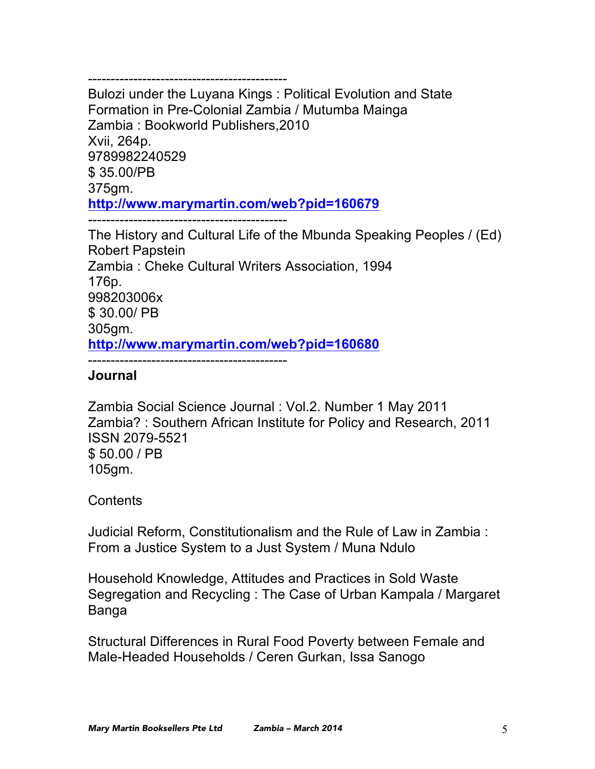--------------------------------------------

Bulozi under the Luyana Kings : Political Evolution and State Formation in Pre-Colonial Zambia / Mutumba Mainga
Zambia : Bookworld Publishers,2010
Xvii, 264p.
9789982240529
$ 35.00/PB
375gm.
**http://www.marymartin.com/web?pid=160679**

--------------------------------------------

The History and Cultural Life of the Mbunda Speaking Peoples / (Ed) Robert Papstein
Zambia : Cheke Cultural Writers Association, 1994
176p.
998203006x
$ 30.00/ PB
305gm.
**http://www.marymartin.com/web?pid=160680**

--------------------------------------------

**Journal**

Zambia Social Science Journal : Vol.2. Number 1 May 2011
Zambia? : Southern African Institute for Policy and Research, 2011
ISSN 2079-5521
$ 50.00 / PB
105gm.

Contents

Judicial Reform, Constitutionalism and the Rule of Law in Zambia : From a Justice System to a Just System / Muna Ndulo

Household Knowledge, Attitudes and Practices in Sold Waste Segregation and Recycling : The Case of Urban Kampala / Margaret Banga

Structural Differences in Rural Food Poverty between Female and Male-Headed Households / Ceren Gurkan, Issa Sanogo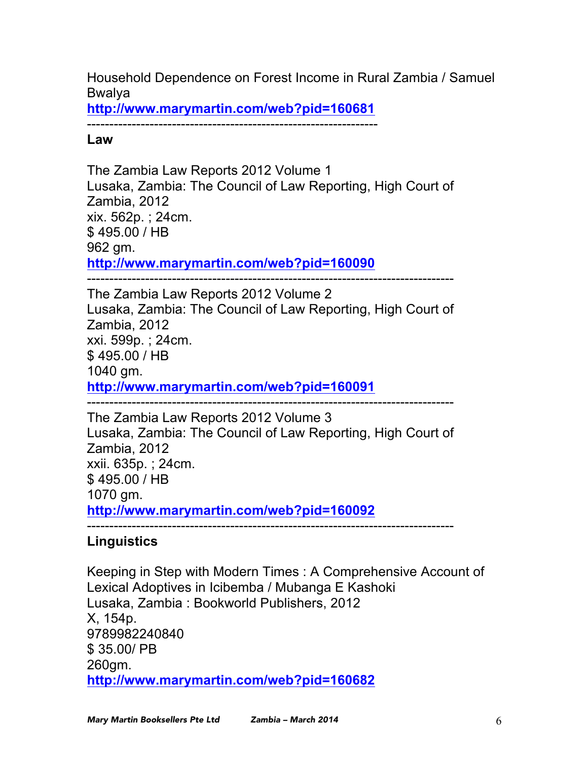Household Dependence on Forest Income in Rural Zambia / Samuel Bwalya
**http://www.marymartin.com/web?pid=160681**

----------------------------------------------------------------

**Law**

The Zambia Law Reports 2012 Volume 1
Lusaka, Zambia: The Council of Law Reporting, High Court of Zambia, 2012
xix. 562p. ; 24cm.
$ 495.00 / HB
962 gm.
**http://www.marymartin.com/web?pid=160090**

--------------------------------------------------------------------------------

The Zambia Law Reports 2012 Volume 2
Lusaka, Zambia: The Council of Law Reporting, High Court of Zambia, 2012
xxi. 599p. ; 24cm.
$ 495.00 / HB
1040 gm.
**http://www.marymartin.com/web?pid=160091**

--------------------------------------------------------------------------------

The Zambia Law Reports 2012 Volume 3
Lusaka, Zambia: The Council of Law Reporting, High Court of Zambia, 2012
xxii. 635p. ; 24cm.
$ 495.00 / HB
1070 gm.
**http://www.marymartin.com/web?pid=160092**

--------------------------------------------------------------------------------

**Linguistics**

Keeping in Step with Modern Times : A Comprehensive Account of Lexical Adoptives in Icibemba / Mubanga E Kashoki
Lusaka, Zambia : Bookworld Publishers, 2012
X, 154p.
9789982240840
$ 35.00/ PB
260gm.
**http://www.marymartin.com/web?pid=160682**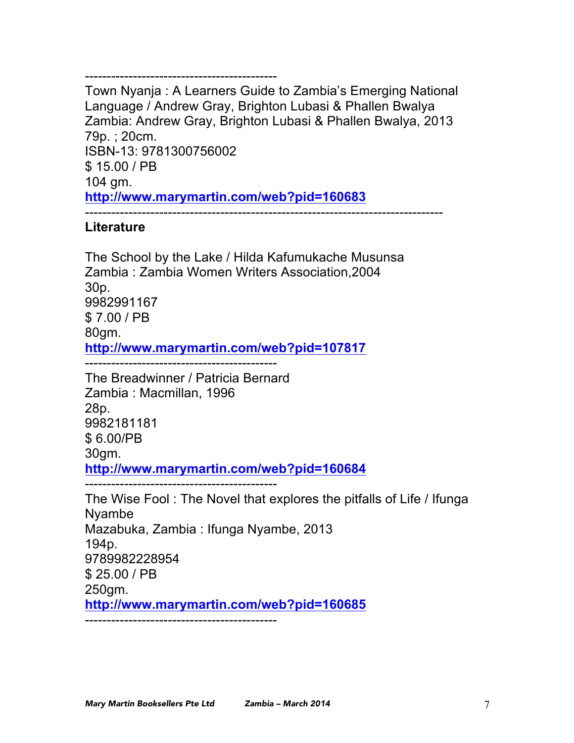--------------------------------------------

Town Nyanja : A Learners Guide to Zambia's Emerging National Language / Andrew Gray, Brighton Lubasi & Phallen Bwalya  
Zambia: Andrew Gray, Brighton Lubasi & Phallen Bwalya, 2013  
79p. ; 20cm.  
ISBN-13: 9781300756002  
$ 15.00 / PB  
104 gm.  
**http://www.marymartin.com/web?pid=160683**

--------------------------------------------------------------------------------

**Literature**

The School by the Lake / Hilda Kafumukache Musunsa  
Zambia : Zambia Women Writers Association,2004  
30p.  
9982991167  
$ 7.00 / PB  
80gm.  
**http://www.marymartin.com/web?pid=107817**

--------------------------------------------

The Breadwinner / Patricia Bernard  
Zambia : Macmillan, 1996  
28p.  
9982181181  
$ 6.00/PB  
30gm.  
**http://www.marymartin.com/web?pid=160684**

--------------------------------------------

The Wise Fool : The Novel that explores the pitfalls of Life / Ifunga Nyambe  
Mazabuka, Zambia : Ifunga Nyambe, 2013  
194p.  
9789982228954  
$ 25.00 / PB  
250gm.  
**http://www.marymartin.com/web?pid=160685**

--------------------------------------------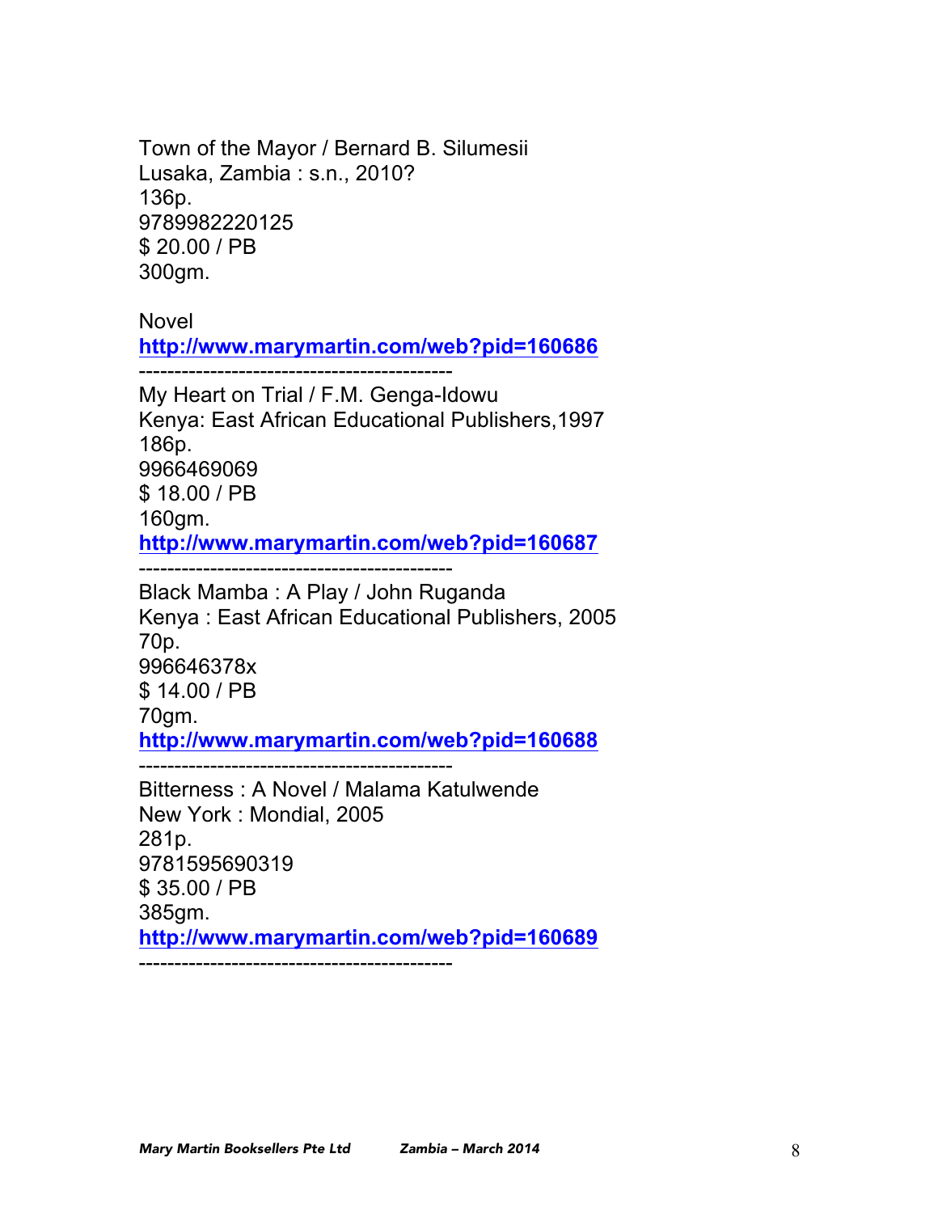Town of the Mayor / Bernard B. Silumesii
Lusaka, Zambia : s.n., 2010?
136p.
9789982220125
$ 20.00 / PB
300gm.

Novel
http://www.marymartin.com/web?pid=160686

-------------------------------------------

My Heart on Trial / F.M. Genga-Idowu
Kenya: East African Educational Publishers,1997
186p.
9966469069
$ 18.00 / PB
160gm.
http://www.marymartin.com/web?pid=160687

-------------------------------------------

Black Mamba : A Play / John Ruganda
Kenya : East African Educational Publishers, 2005
70p.
996646378x
$ 14.00 / PB
70gm.
http://www.marymartin.com/web?pid=160688

-------------------------------------------

Bitterness : A Novel / Malama Katulwende
New York : Mondial, 2005
281p.
9781595690319
$ 35.00 / PB
385gm.
http://www.marymartin.com/web?pid=160689

-------------------------------------------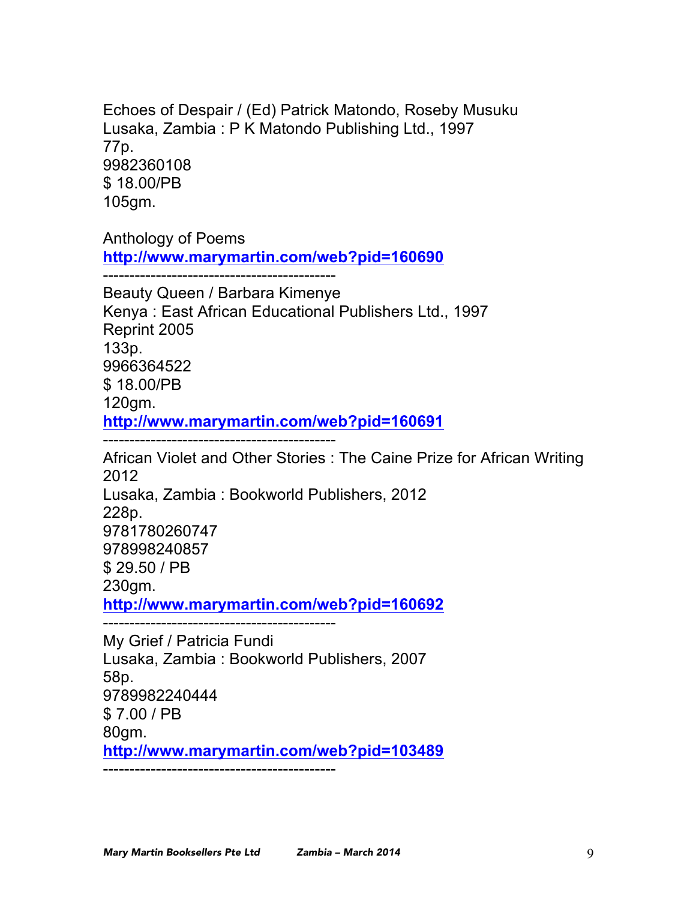Echoes of Despair / (Ed) Patrick Matondo, Roseby Musuku
Lusaka, Zambia : P K Matondo Publishing Ltd., 1997
77p.
9982360108
$ 18.00/PB
105gm.

Anthology of Poems
http://www.marymartin.com/web?pid=160690

--------------------------------------------

Beauty Queen / Barbara Kimenye
Kenya : East African Educational Publishers Ltd., 1997
Reprint 2005
133p.
9966364522
$ 18.00/PB
120gm.
http://www.marymartin.com/web?pid=160691

--------------------------------------------

African Violet and Other Stories : The Caine Prize for African Writing 2012
Lusaka, Zambia : Bookworld Publishers, 2012
228p.
9781780260747
978998240857
$ 29.50 / PB
230gm.
http://www.marymartin.com/web?pid=160692

--------------------------------------------

My Grief / Patricia Fundi
Lusaka, Zambia : Bookworld Publishers, 2007
58p.
9789982240444
$ 7.00 / PB
80gm.
http://www.marymartin.com/web?pid=103489

--------------------------------------------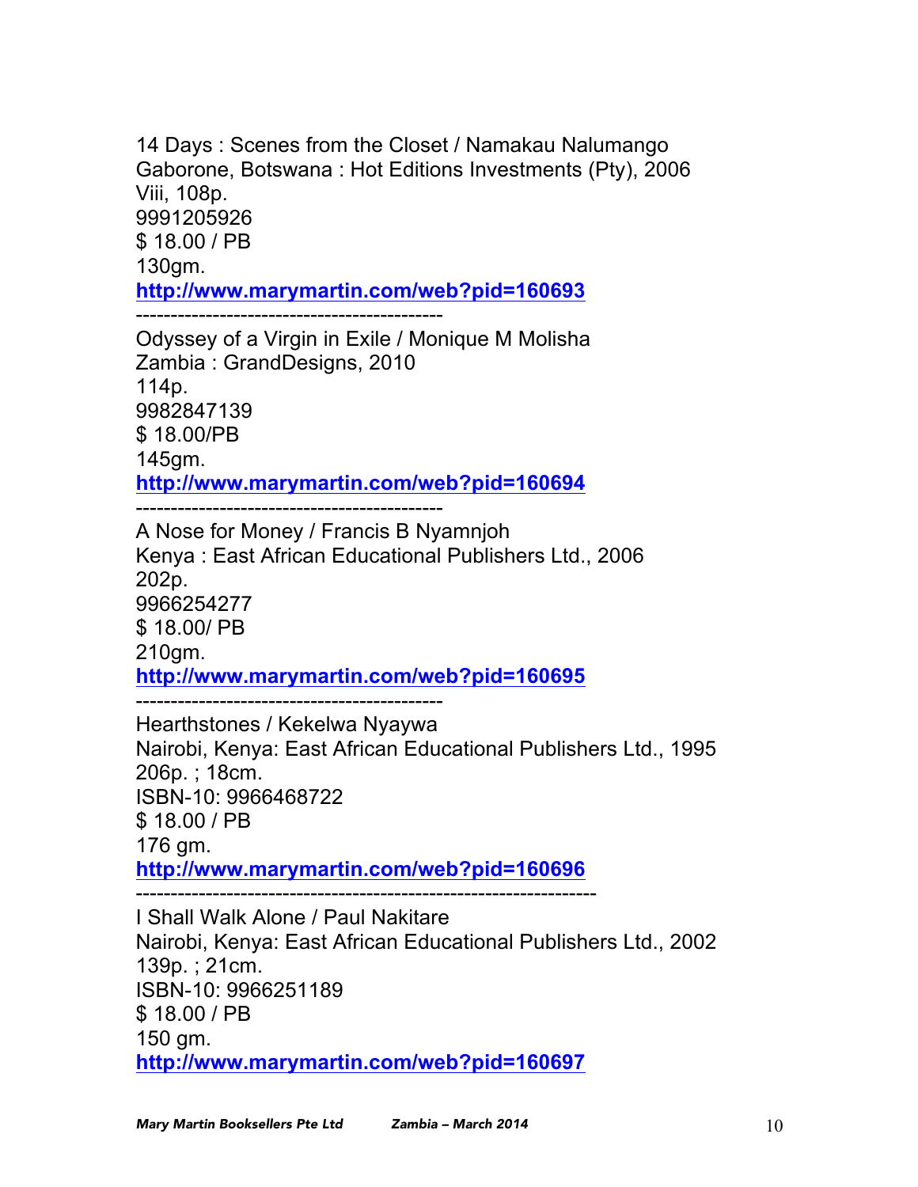14 Days : Scenes from the Closet / Namakau Nalumango
Gaborone, Botswana : Hot Editions Investments (Pty), 2006
Viii, 108p.
9991205926
$ 18.00 / PB
130gm.
**http://www.marymartin.com/web?pid=160693**

-------------------------------------------

Odyssey of a Virgin in Exile / Monique M Molisha
Zambia : GrandDesigns, 2010
114p.
9982847139
$ 18.00/PB
145gm.
**http://www.marymartin.com/web?pid=160694**

-------------------------------------------

A Nose for Money / Francis B Nyamnjoh
Kenya : East African Educational Publishers Ltd., 2006
202p.
9966254277
$ 18.00/ PB
210gm.
**http://www.marymartin.com/web?pid=160695**

-------------------------------------------

Hearthstones / Kekelwa Nyaywa
Nairobi, Kenya: East African Educational Publishers Ltd., 1995
206p. ; 18cm.
ISBN-10: 9966468722
$ 18.00 / PB
176 gm.
**http://www.marymartin.com/web?pid=160696**

----------------------------------------------------------------

I Shall Walk Alone / Paul Nakitare
Nairobi, Kenya: East African Educational Publishers Ltd., 2002
139p. ; 21cm.
ISBN-10: 9966251189
$ 18.00 / PB
150 gm.
**http://www.marymartin.com/web?pid=160697**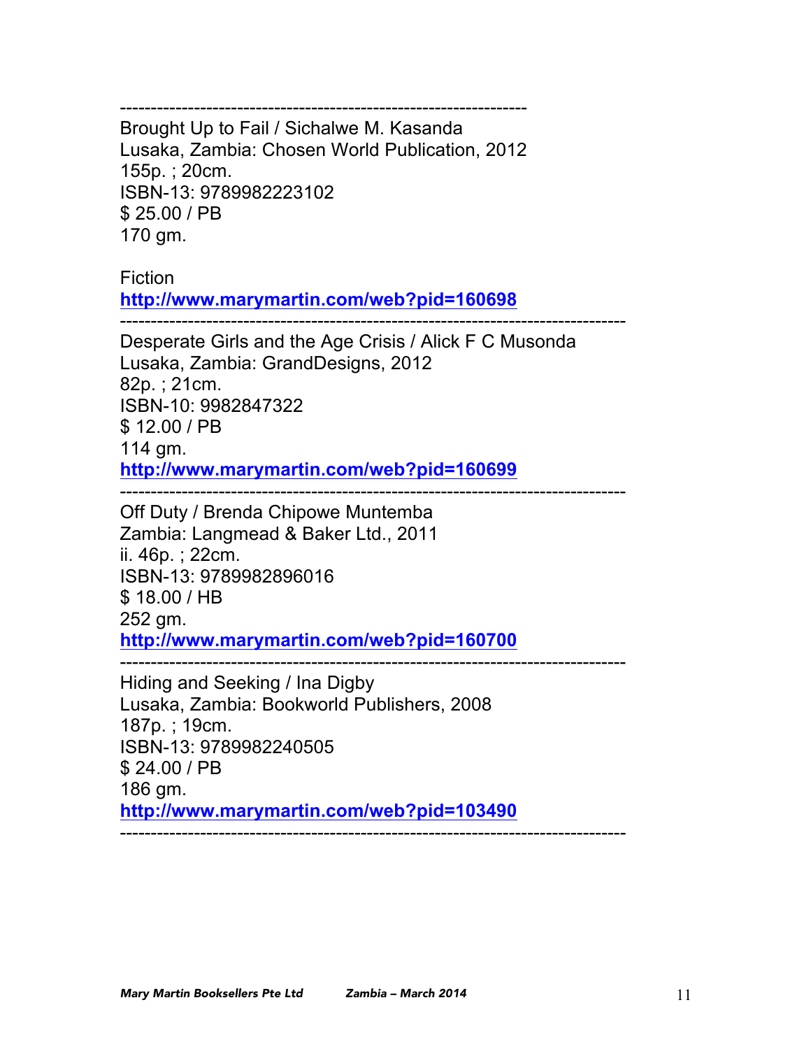---

Brought Up to Fail / Sichalwe M. Kasanda
Lusaka, Zambia: Chosen World Publication, 2012
155p. ; 20cm.
ISBN-13: 9789982223102
$ 25.00 / PB
170 gm.

Fiction
[http://www.marymartin.com/web?pid=160698](http://www.marymartin.com/web?pid=160698)

---

Desperate Girls and the Age Crisis / Alick F C Musonda
Lusaka, Zambia: GrandDesigns, 2012
82p. ; 21cm.
ISBN-10: 9982847322
$ 12.00 / PB
114 gm.
[http://www.marymartin.com/web?pid=160699](http://www.marymartin.com/web?pid=160699)

---

Off Duty / Brenda Chipowe Muntemba
Zambia: Langmead & Baker Ltd., 2011
ii. 46p. ; 22cm.
ISBN-13: 9789982896016
$ 18.00 / HB
252 gm.
[http://www.marymartin.com/web?pid=160700](http://www.marymartin.com/web?pid=160700)

---

Hiding and Seeking / Ina Digby
Lusaka, Zambia: Bookworld Publishers, 2008
187p. ; 19cm.
ISBN-13: 9789982240505
$ 24.00 / PB
186 gm.
[http://www.marymartin.com/web?pid=103490](http://www.marymartin.com/web?pid=103490)

---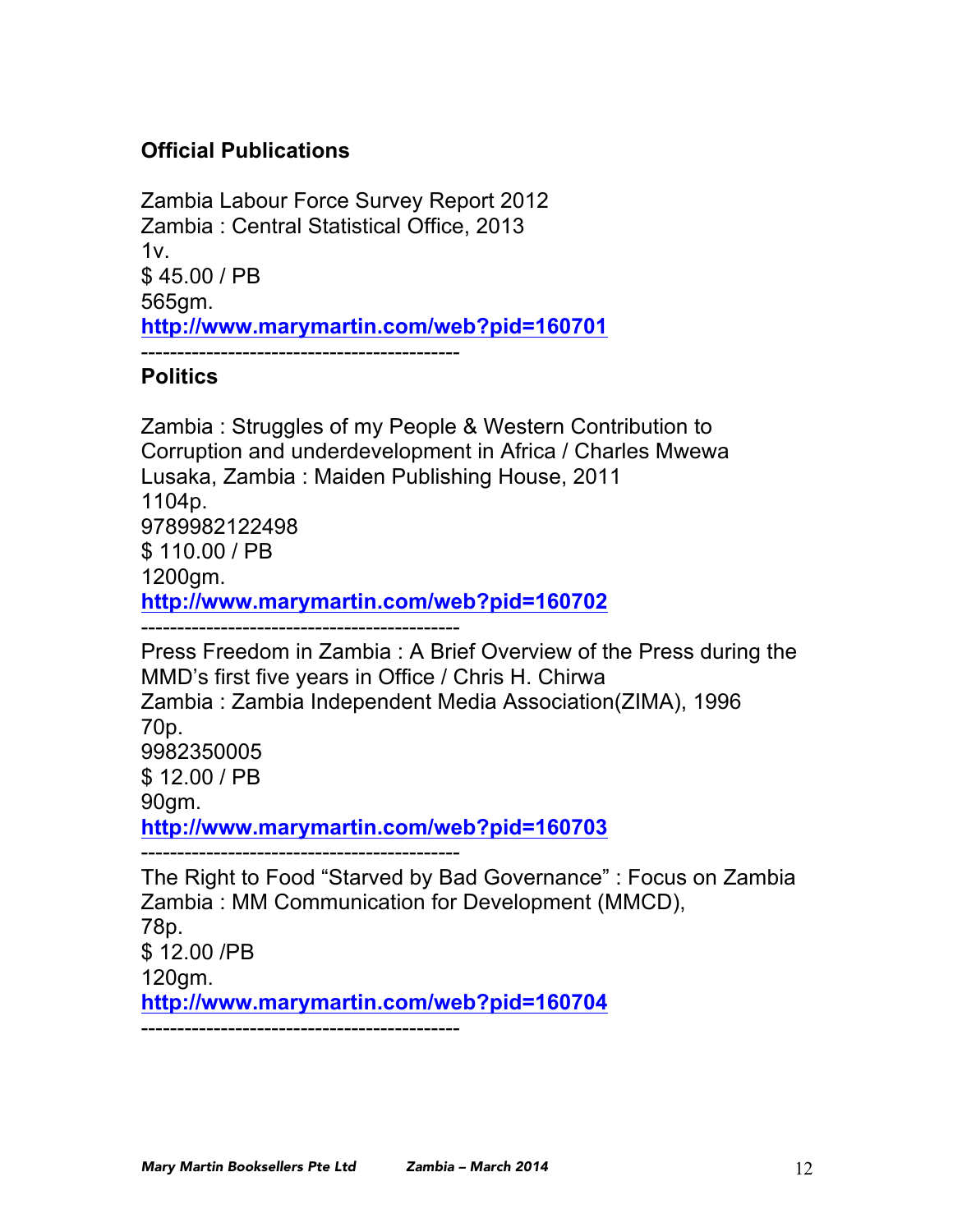## Official Publications

Zambia Labour Force Survey Report 2012
Zambia : Central Statistical Office, 2013
1v.
$ 45.00 / PB
565gm.
**http://www.marymartin.com/web?pid=160701**

-------------------------------------------

## Politics

Zambia : Struggles of my People & Western Contribution to Corruption and underdevelopment in Africa / Charles Mwewa
Lusaka, Zambia : Maiden Publishing House, 2011
1104p.
9789982122498
$ 110.00 / PB
1200gm.
**http://www.marymartin.com/web?pid=160702**

-------------------------------------------

Press Freedom in Zambia : A Brief Overview of the Press during the MMD's first five years in Office / Chris H. Chirwa
Zambia : Zambia Independent Media Association(ZIMA), 1996
70p.
9982350005
$ 12.00 / PB
90gm.
**http://www.marymartin.com/web?pid=160703**

-------------------------------------------

The Right to Food "Starved by Bad Governance" : Focus on Zambia
Zambia : MM Communication for Development (MMCD),
78p.
$ 12.00 /PB
120gm.
**http://www.marymartin.com/web?pid=160704**

-------------------------------------------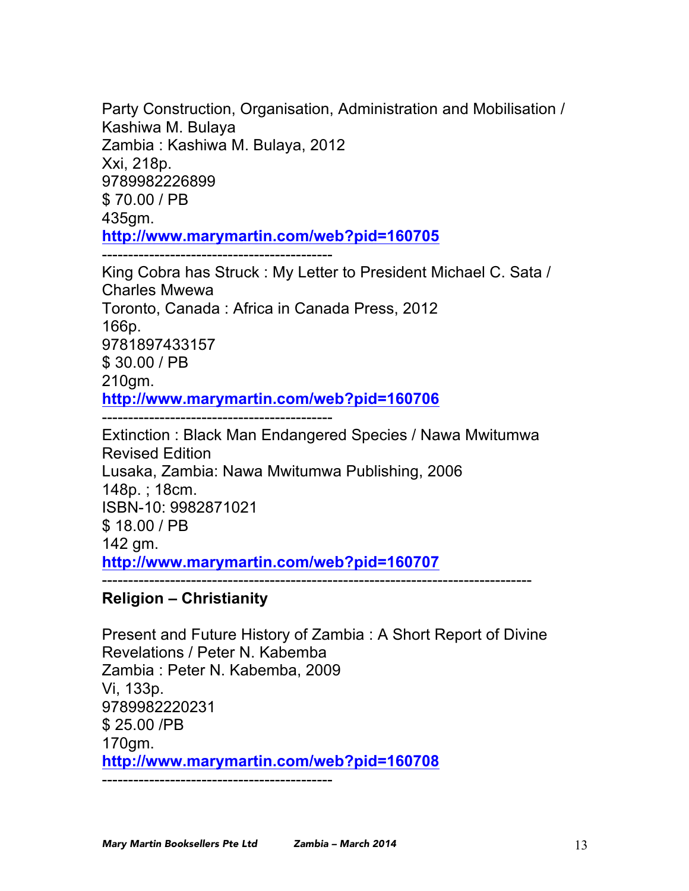Party Construction, Organisation, Administration and Mobilisation / Kashiwa M. Bulaya
Zambia : Kashiwa M. Bulaya, 2012
Xxi, 218p.
9789982226899
$ 70.00 / PB
435gm.
**http://www.marymartin.com/web?pid=160705**

--------------------------------------------

King Cobra has Struck : My Letter to President Michael C. Sata / Charles Mwewa
Toronto, Canada : Africa in Canada Press, 2012
166p.
9781897433157
$ 30.00 / PB
210gm.
**http://www.marymartin.com/web?pid=160706**

--------------------------------------------

Extinction : Black Man Endangered Species / Nawa Mwitumwa
Revised Edition
Lusaka, Zambia: Nawa Mwitumwa Publishing, 2006
148p. ; 18cm.
ISBN-10: 9982871021
$ 18.00 / PB
142 gm.
**http://www.marymartin.com/web?pid=160707**

--------------------------------------------------------------------------------

**Religion – Christianity**

Present and Future History of Zambia : A Short Report of Divine Revelations / Peter N. Kabemba
Zambia : Peter N. Kabemba, 2009
Vi, 133p.
9789982220231
$ 25.00 /PB
170gm.
**http://www.marymartin.com/web?pid=160708**

--------------------------------------------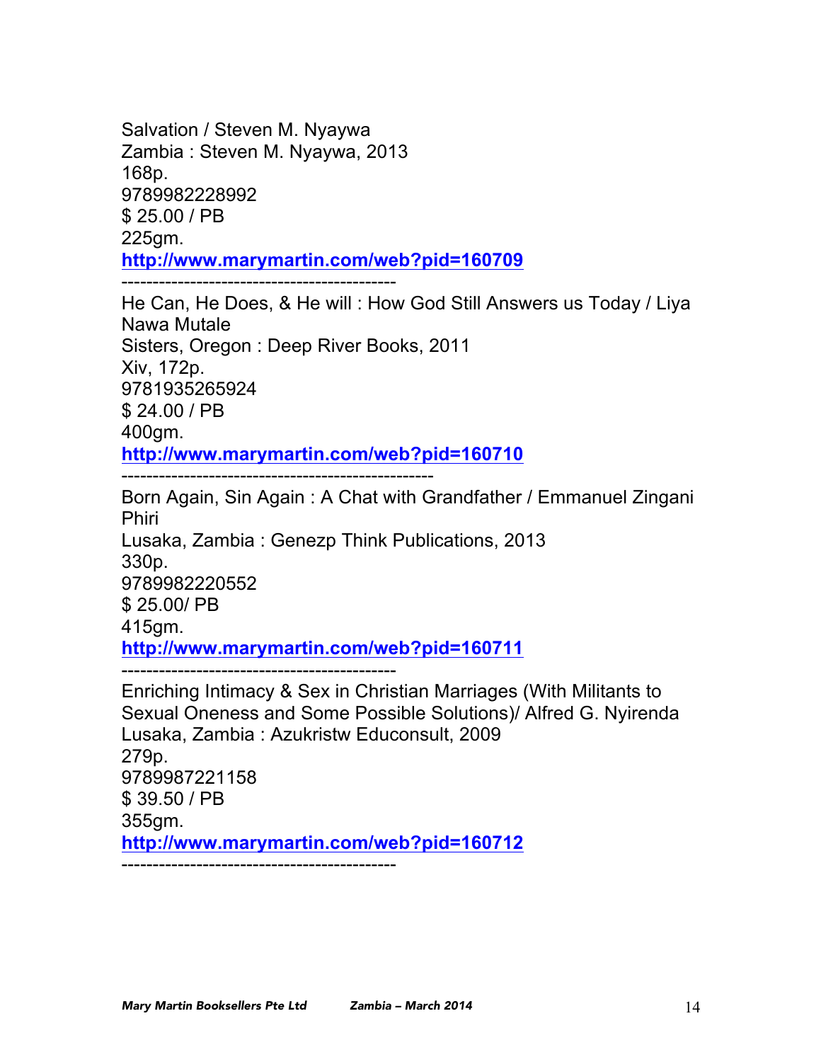Salvation / Steven M. Nyaywa
Zambia : Steven M. Nyaywa, 2013
168p.
9789982228992
$ 25.00 / PB
225gm.
**http://www.marymartin.com/web?pid=160709**

--------------------------------------------

He Can, He Does, & He will : How God Still Answers us Today / Liya Nawa Mutale
Sisters, Oregon : Deep River Books, 2011
Xiv, 172p.
9781935265924
$ 24.00 / PB
400gm.
**http://www.marymartin.com/web?pid=160710**

--------------------------------------------------

Born Again, Sin Again : A Chat with Grandfather / Emmanuel Zingani Phiri
Lusaka, Zambia : Genezp Think Publications, 2013
330p.
9789982220552
$ 25.00/ PB
415gm.
**http://www.marymartin.com/web?pid=160711**

--------------------------------------------

Enriching Intimacy & Sex in Christian Marriages (With Militants to Sexual Oneness and Some Possible Solutions)/ Alfred G. Nyirenda
Lusaka, Zambia : Azukristw Educonsult, 2009
279p.
9789987221158
$ 39.50 / PB
355gm.
**http://www.marymartin.com/web?pid=160712**

--------------------------------------------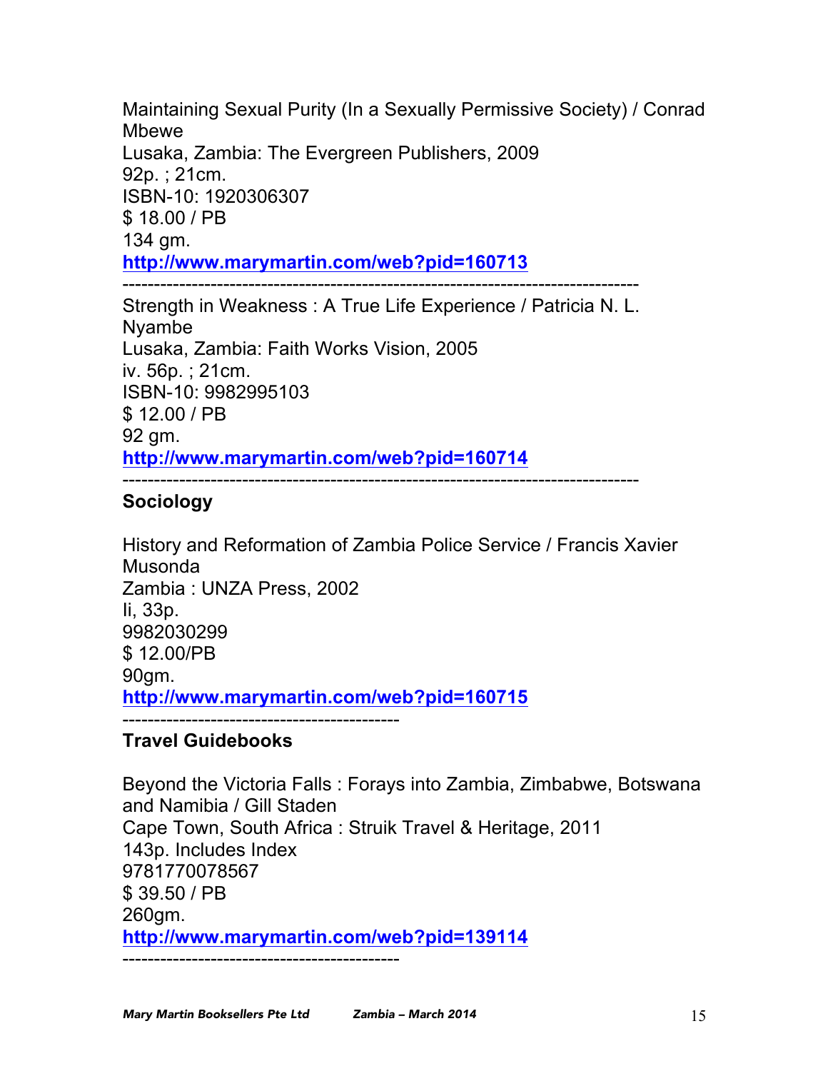Maintaining Sexual Purity (In a Sexually Permissive Society) / Conrad Mbewe
Lusaka, Zambia: The Evergreen Publishers, 2009
92p. ; 21cm.
ISBN-10: 1920306307
$ 18.00 / PB
134 gm.
**http://www.marymartin.com/web?pid=160713**

--------------------------------------------------------------------------------

Strength in Weakness : A True Life Experience / Patricia N. L. Nyambe
Lusaka, Zambia: Faith Works Vision, 2005
iv. 56p. ; 21cm.
ISBN-10: 9982995103
$ 12.00 / PB
92 gm.
**http://www.marymartin.com/web?pid=160714**

--------------------------------------------------------------------------------

**Sociology**

History and Reformation of Zambia Police Service / Francis Xavier Musonda
Zambia : UNZA Press, 2002
Ii, 33p.
9982030299
$ 12.00/PB
90gm.
**http://www.marymartin.com/web?pid=160715**

-------------------------------------------

**Travel Guidebooks**

Beyond the Victoria Falls : Forays into Zambia, Zimbabwe, Botswana and Namibia / Gill Staden
Cape Town, South Africa : Struik Travel & Heritage, 2011
143p. Includes Index
9781770078567
$ 39.50 / PB
260gm.
**http://www.marymartin.com/web?pid=139114**

-------------------------------------------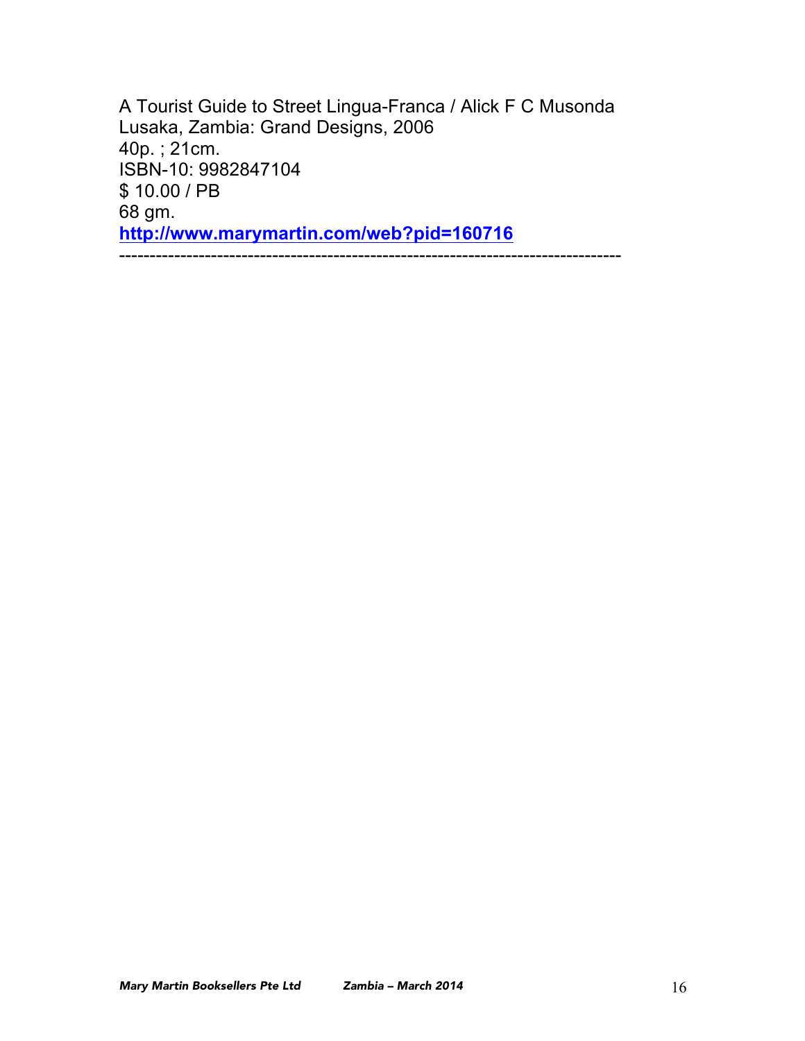A Tourist Guide to Street Lingua-Franca / Alick F C Musonda
Lusaka, Zambia: Grand Designs, 2006
40p. ; 21cm.
ISBN-10: 9982847104
$ 10.00 / PB
68 gm.
**http://www.marymartin.com/web?pid=160716**
-------------------------------------------------------------------------------